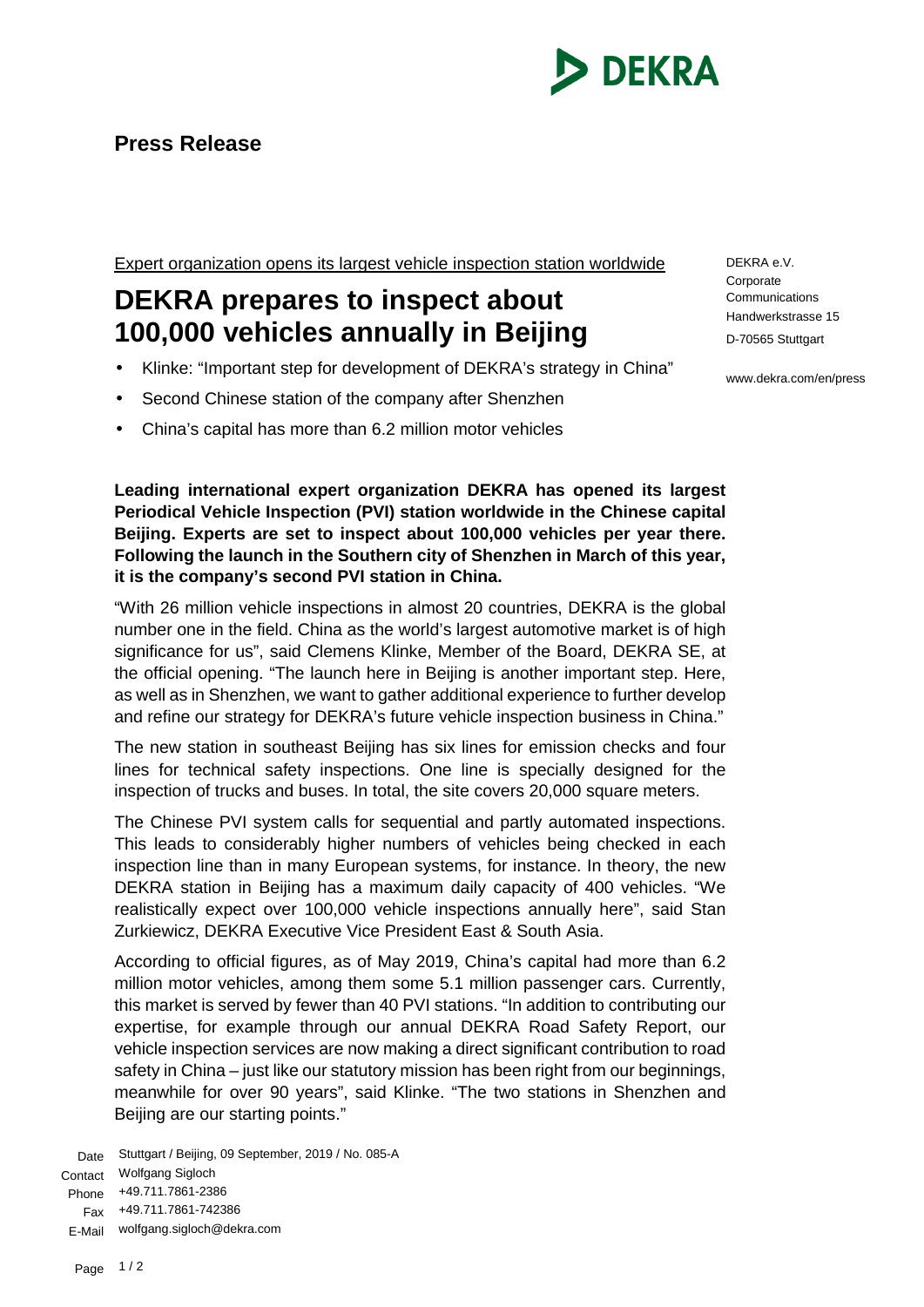**Press Release**

Expert organization opens its largest vehicle inspection station worldwide

# DEKRA prepares to inspect about 100,000 vehicles annually in Beijing

- Klinke: "Important step for development of DEKRA's strategy in China"
- Second Chinese station of the company after Shenzhen
- China's capital has more than 6.2 million motor vehicles

DEKRA e.V.
Corporate Communications
Handwerkstrasse 15
D-70565 Stuttgart

www.dekra.com/en/press

**Leading international expert organization DEKRA has opened its largest Periodical Vehicle Inspection (PVI) station worldwide in the Chinese capital Beijing. Experts are set to inspect about 100,000 vehicles per year there. Following the launch in the Southern city of Shenzhen in March of this year, it is the company's second PVI station in China.**

"With 26 million vehicle inspections in almost 20 countries, DEKRA is the global number one in the field. China as the world's largest automotive market is of high significance for us", said Clemens Klinke, Member of the Board, DEKRA SE, at the official opening. "The launch here in Beijing is another important step. Here, as well as in Shenzhen, we want to gather additional experience to further develop and refine our strategy for DEKRA's future vehicle inspection business in China."

The new station in southeast Beijing has six lines for emission checks and four lines for technical safety inspections. One line is specially designed for the inspection of trucks and buses. In total, the site covers 20,000 square meters.

The Chinese PVI system calls for sequential and partly automated inspections. This leads to considerably higher numbers of vehicles being checked in each inspection line than in many European systems, for instance. In theory, the new DEKRA station in Beijing has a maximum daily capacity of 400 vehicles. "We realistically expect over 100,000 vehicle inspections annually here", said Stan Zurkiewicz, DEKRA Executive Vice President East & South Asia.

According to official figures, as of May 2019, China's capital had more than 6.2 million motor vehicles, among them some 5.1 million passenger cars. Currently, this market is served by fewer than 40 PVI stations. "In addition to contributing our expertise, for example through our annual DEKRA Road Safety Report, our vehicle inspection services are now making a direct significant contribution to road safety in China – just like our statutory mission has been right from our beginnings, meanwhile for over 90 years", said Klinke. "The two stations in Shenzhen and Beijing are our starting points."

Date: Stuttgart / Beijing, 09 September, 2019 / No. 085-A
Contact: Wolfgang Sigloch
Phone: +49.711.7861-2386
Fax: +49.711.7861-742386
E-Mail: wolfgang.sigloch@dekra.com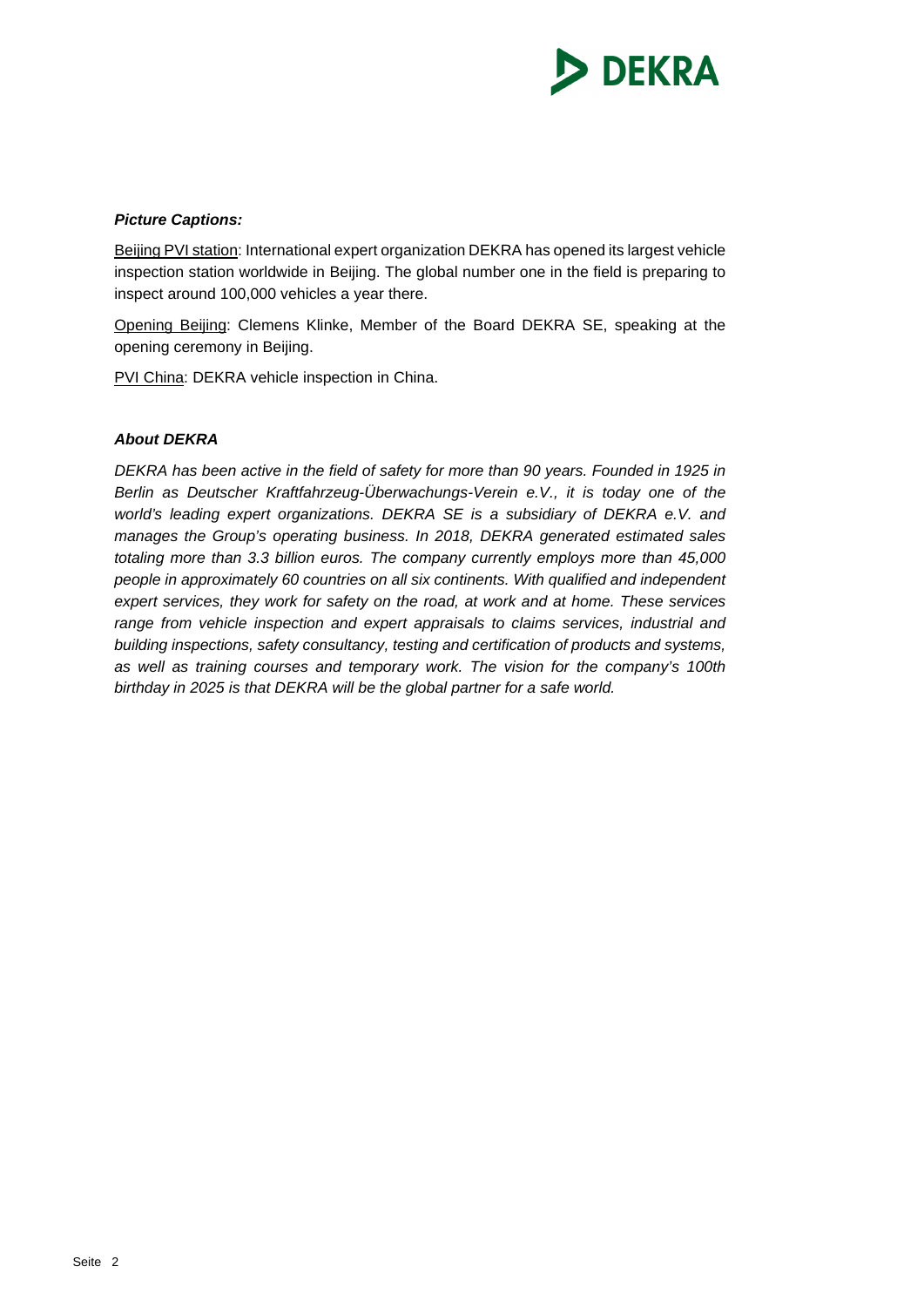***Picture Captions:***

Beijing PVI station: International expert organization DEKRA has opened its largest vehicle inspection station worldwide in Beijing. The global number one in the field is preparing to inspect around 100,000 vehicles a year there.

Opening Beijing: Clemens Klinke, Member of the Board DEKRA SE, speaking at the opening ceremony in Beijing.

PVI China: DEKRA vehicle inspection in China.

***About DEKRA***

*DEKRA has been active in the field of safety for more than 90 years. Founded in 1925 in Berlin as Deutscher Kraftfahrzeug-Überwachungs-Verein e.V., it is today one of the world's leading expert organizations. DEKRA SE is a subsidiary of DEKRA e.V. and manages the Group's operating business. In 2018, DEKRA generated estimated sales totaling more than 3.3 billion euros. The company currently employs more than 45,000 people in approximately 60 countries on all six continents. With qualified and independent expert services, they work for safety on the road, at work and at home. These services range from vehicle inspection and expert appraisals to claims services, industrial and building inspections, safety consultancy, testing and certification of products and systems, as well as training courses and temporary work. The vision for the company's 100th birthday in 2025 is that DEKRA will be the global partner for a safe world.*